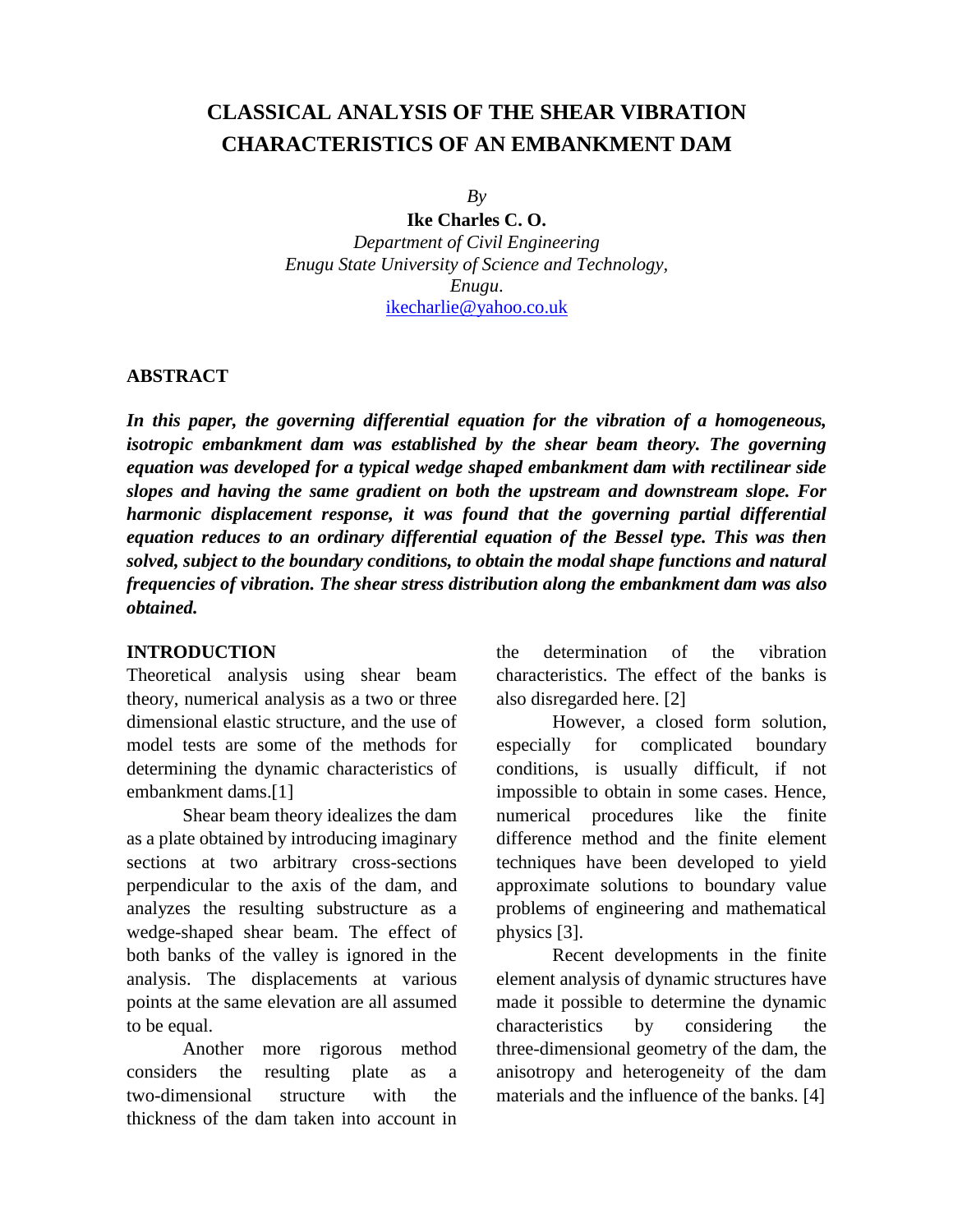# CLASSICAL ANALYSIS OF THE SHEAR VIBRATION CHARACTERISTICS OF AN EMBANKMENT DAM

*By*

**Ike Charles C. O.**

*Department of Civil Engineering*
*Enugu State University of Science and Technology,*
*Enugu.*
ikecharlie@yahoo.co.uk

## ABSTRACT

***In this paper, the governing differential equation for the vibration of a homogeneous, isotropic embankment dam was established by the shear beam theory. The governing equation was developed for a typical wedge shaped embankment dam with rectilinear side slopes and having the same gradient on both the upstream and downstream slope. For harmonic displacement response, it was found that the governing partial differential equation reduces to an ordinary differential equation of the Bessel type. This was then solved, subject to the boundary conditions, to obtain the modal shape functions and natural frequencies of vibration. The shear stress distribution along the embankment dam was also obtained.***

## INTRODUCTION

Theoretical analysis using shear beam theory, numerical analysis as a two or three dimensional elastic structure, and the use of model tests are some of the methods for determining the dynamic characteristics of embankment dams.[1]

Shear beam theory idealizes the dam as a plate obtained by introducing imaginary sections at two arbitrary cross-sections perpendicular to the axis of the dam, and analyzes the resulting substructure as a wedge-shaped shear beam. The effect of both banks of the valley is ignored in the analysis. The displacements at various points at the same elevation are all assumed to be equal.

Another more rigorous method considers the resulting plate as a two-dimensional structure with the thickness of the dam taken into account in the determination of the vibration characteristics. The effect of the banks is also disregarded here. [2]

However, a closed form solution, especially for complicated boundary conditions, is usually difficult, if not impossible to obtain in some cases. Hence, numerical procedures like the finite difference method and the finite element techniques have been developed to yield approximate solutions to boundary value problems of engineering and mathematical physics [3].

Recent developments in the finite element analysis of dynamic structures have made it possible to determine the dynamic characteristics by considering the three-dimensional geometry of the dam, the anisotropy and heterogeneity of the dam materials and the influence of the banks. [4]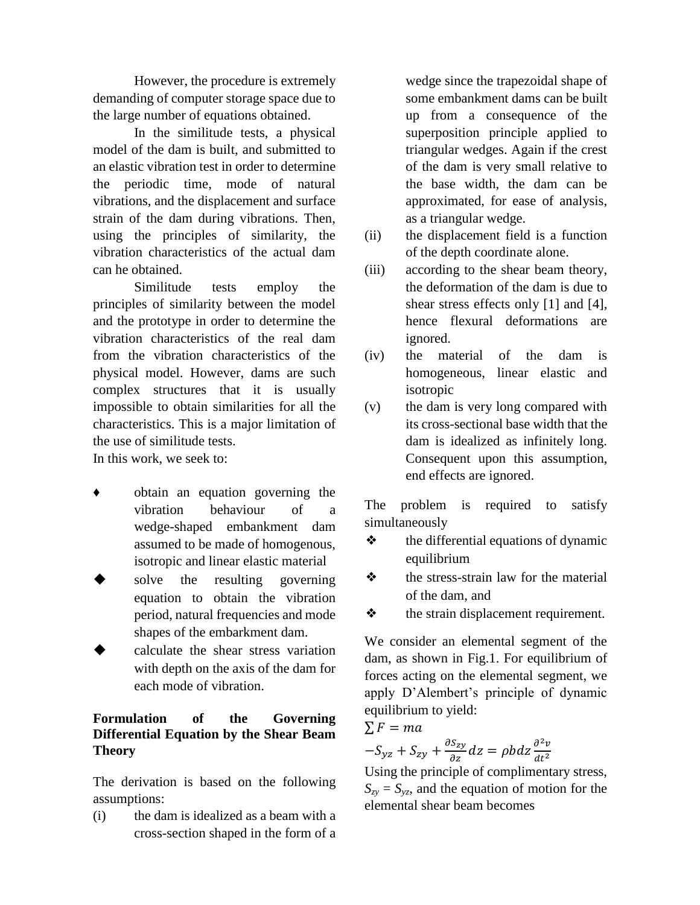However, the procedure is extremely demanding of computer storage space due to the large number of equations obtained.

In the similitude tests, a physical model of the dam is built, and submitted to an elastic vibration test in order to determine the periodic time, mode of natural vibrations, and the displacement and surface strain of the dam during vibrations. Then, using the principles of similarity, the vibration characteristics of the actual dam can he obtained.

Similitude tests employ the principles of similarity between the model and the prototype in order to determine the vibration characteristics of the real dam from the vibration characteristics of the physical model. However, dams are such complex structures that it is usually impossible to obtain similarities for all the characteristics. This is a major limitation of the use of similitude tests.

In this work, we seek to:

- ♦ obtain an equation governing the vibration behaviour of a wedge-shaped embankment dam assumed to be made of homogenous, isotropic and linear elastic material
- ◆ solve the resulting governing equation to obtain the vibration period, natural frequencies and mode shapes of the embarkment dam.
- ◆ calculate the shear stress variation with depth on the axis of the dam for each mode of vibration.

## Formulation of the Governing Differential Equation by the Shear Beam Theory

The derivation is based on the following assumptions:

(i) the dam is idealized as a beam with a cross-section shaped in the form of a wedge since the trapezoidal shape of some embankment dams can be built up from a consequence of the superposition principle applied to triangular wedges. Again if the crest of the dam is very small relative to the base width, the dam can be approximated, for ease of analysis, as a triangular wedge.

(ii) the displacement field is a function of the depth coordinate alone.

(iii) according to the shear beam theory, the deformation of the dam is due to shear stress effects only [1] and [4], hence flexural deformations are ignored.

(iv) the material of the dam is homogeneous, linear elastic and isotropic

(v) the dam is very long compared with its cross-sectional base width that the dam is idealized as infinitely long. Consequent upon this assumption, end effects are ignored.

The problem is required to satisfy simultaneously

- ❖ the differential equations of dynamic equilibrium
- ❖ the stress-strain law for the material of the dam, and
- ❖ the strain displacement requirement.

We consider an elemental segment of the dam, as shown in Fig.1. For equilibrium of forces acting on the elemental segment, we apply D'Alembert's principle of dynamic equilibrium to yield:

$$\sum F = ma$$

$$-S_{yz} + S_{zy} + \frac{\partial S_{zy}}{\partial z}dz = \rho b dz \frac{\partial^2 v}{dt^2}$$

Using the principle of complimentary stress, $S_{zy} = S_{yz}$, and the equation of motion for the elemental shear beam becomes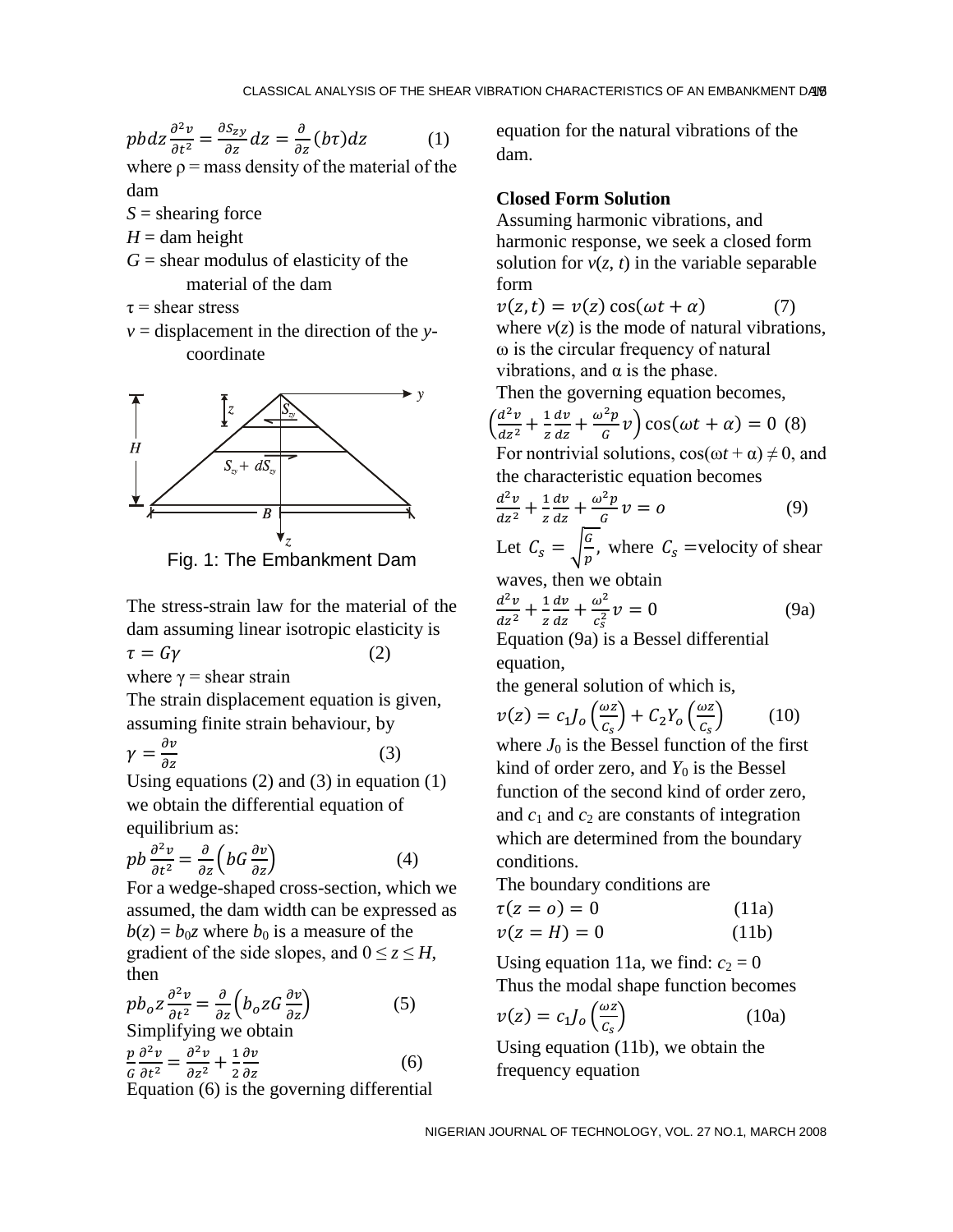$$pbdz\frac{\partial^2 v}{\partial t^2} = \frac{\partial S_{zy}}{\partial z}dz = \frac{\partial}{\partial z}(b\tau)dz \qquad (1)$$

where ρ = mass density of the material of the dam

$S$ = shearing force

$H$ = dam height

$G$ = shear modulus of elasticity of the material of the dam

τ = shear stress

$v$ = displacement in the direction of the $y$-coordinate

Fig. 1: The Embankment Dam

The stress-strain law for the material of the dam assuming linear isotropic elasticity is

$$\tau = G\gamma \qquad (2)$$

where γ = shear strain

The strain displacement equation is given, assuming finite strain behaviour, by

$$\gamma = \frac{\partial v}{\partial z} \qquad (3)$$

Using equations (2) and (3) in equation (1) we obtain the differential equation of equilibrium as:

$$pb\frac{\partial^2 v}{\partial t^2} = \frac{\partial}{\partial z}\left(bG\frac{\partial v}{\partial z}\right) \qquad (4)$$

For a wedge-shaped cross-section, which we assumed, the dam width can be expressed as $b(z) = b_0 z$ where $b_0$ is a measure of the gradient of the side slopes, and $0 \le z \le H$, then

$$pb_o z\frac{\partial^2 v}{\partial t^2} = \frac{\partial}{\partial z}\left(b_o zG\frac{\partial v}{\partial z}\right) \qquad (5)$$

Simplifying we obtain

$$\frac{p}{G}\frac{\partial^2 v}{\partial t^2} = \frac{\partial^2 v}{\partial z^2} + \frac{1}{2}\frac{\partial v}{\partial z} \qquad (6)$$

Equation (6) is the governing differential equation for the natural vibrations of the dam.

**Closed Form Solution**

Assuming harmonic vibrations, and harmonic response, we seek a closed form solution for $v(z, t)$ in the variable separable form

$$v(z,t) = v(z)\cos(\omega t + \alpha) \qquad (7)$$

where $v(z)$ is the mode of natural vibrations, ω is the circular frequency of natural vibrations, and α is the phase.

Then the governing equation becomes,

$$\left(\frac{d^2 v}{dz^2} + \frac{1}{z}\frac{dv}{dz} + \frac{\omega^2 p}{G}v\right)\cos(\omega t + \alpha) = 0 \quad (8)$$

For nontrivial solutions, $\cos(\omega t + \alpha) \neq 0$, and the characteristic equation becomes

$$\frac{d^2 v}{dz^2} + \frac{1}{z}\frac{dv}{dz} + \frac{\omega^2 p}{G}v = o \qquad (9)$$

Let $C_s = \sqrt{\frac{G}{p}}$, where $C_s$ =velocity of shear waves, then we obtain

$$\frac{d^2 v}{dz^2} + \frac{1}{z}\frac{dv}{dz} + \frac{\omega^2}{c_s^2}v = 0 \qquad (9a)$$

Equation (9a) is a Bessel differential equation,

the general solution of which is,

$$v(z) = c_1 J_o\left(\frac{\omega z}{C_s}\right) + C_2 Y_o\left(\frac{\omega z}{C_s}\right) \qquad (10)$$

where $J_0$ is the Bessel function of the first kind of order zero, and $Y_0$ is the Bessel function of the second kind of order zero, and $c_1$ and $c_2$ are constants of integration which are determined from the boundary conditions.

The boundary conditions are

$$\tau(z = o) = 0 \qquad (11a)$$

$$v(z = H) = 0 \qquad (11b)$$

Using equation 11a, we find: $c_2 = 0$

Thus the modal shape function becomes

$$v(z) = c_1 J_o\left(\frac{\omega z}{C_s}\right) \qquad (10a)$$

Using equation (11b), we obtain the frequency equation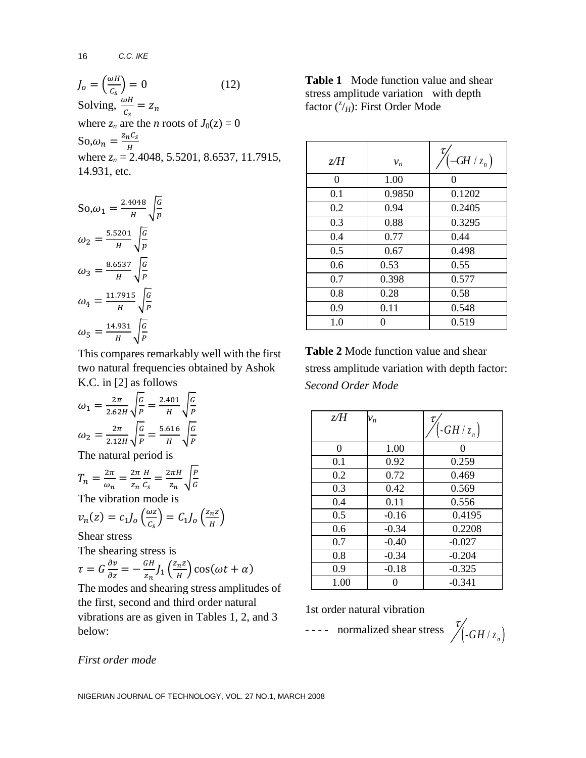$$J_o = \left(\frac{\omega H}{C_s}\right) = 0 \qquad (12)$$

Solving, $\frac{\omega H}{C_s} = z_n$

where $z_n$ are the $n$ roots of $J_0(z) = 0$

So, $\omega_n = \frac{z_n C_s}{H}$

where $z_n$ = 2.4048, 5.5201, 8.6537, 11.7915, 14.931, etc.

$$\text{So,} \omega_1 = \frac{2.4048}{H}\sqrt{\frac{G}{p}}$$

$$\omega_2 = \frac{5.5201}{H}\sqrt{\frac{G}{p}}$$

$$\omega_3 = \frac{8.6537}{H}\sqrt{\frac{G}{P}}$$

$$\omega_4 = \frac{11.7915}{H}\sqrt{\frac{G}{P}}$$

$$\omega_5 = \frac{14.931}{H}\sqrt{\frac{G}{P}}$$

This compares remarkably well with the first two natural frequencies obtained by Ashok K.C. in [2] as follows

$$\omega_1 = \frac{2\pi}{2.62H}\sqrt{\frac{G}{P}} = \frac{2.401}{H}\sqrt{\frac{G}{P}}$$

$$\omega_2 = \frac{2\pi}{2.12H}\sqrt{\frac{G}{P}} = \frac{5.616}{H}\sqrt{\frac{G}{P}}$$

The natural period is

$$T_n = \frac{2\pi}{\omega_n} = \frac{2\pi}{z_n}\frac{H}{C_s} = \frac{2\pi H}{z_n}\sqrt{\frac{P}{G}}$$

The vibration mode is

$$v_n(z) = c_1 J_o\left(\frac{\omega z}{C_s}\right) = C_1 J_o\left(\frac{z_n z}{H}\right)$$

Shear stress

The shearing stress is

$$\tau = G\frac{\partial v}{\partial z} = -\frac{GH}{z_n}J_1\left(\frac{z_n z}{H}\right)\cos(\omega t + \alpha)$$

The modes and shearing stress amplitudes of the first, second and third order natural vibrations are as given in Tables 1, 2, and 3 below:

*First order mode*

**Table 1** Mode function value and shear stress amplitude variation with depth factor ($z/H$): First Order Mode

| $z/H$ | $v_n$ | $\tau / (-GH/z_n)$ |
|---|---|---|
| 0 | 1.00 | 0 |
| 0.1 | 0.9850 | 0.1202 |
| 0.2 | 0.94 | 0.2405 |
| 0.3 | 0.88 | 0.3295 |
| 0.4 | 0.77 | 0.44 |
| 0.5 | 0.67 | 0.498 |
| 0.6 | 0.53 | 0.55 |
| 0.7 | 0.398 | 0.577 |
| 0.8 | 0.28 | 0.58 |
| 0.9 | 0.11 | 0.548 |
| 1.0 | 0 | 0.519 |

**Table 2** Mode function value and shear stress amplitude variation with depth factor: *Second Order Mode*

| $z/H$ | $v_n$ | $\tau / (-GH/z_n)$ |
|---|---|---|
| 0 | 1.00 | 0 |
| 0.1 | 0.92 | 0.259 |
| 0.2 | 0.72 | 0.469 |
| 0.3 | 0.42 | 0.569 |
| 0.4 | 0.11 | 0.556 |
| 0.5 | -0.16 | 0.4195 |
| 0.6 | -0.34 | 0.2208 |
| 0.7 | -0.40 | -0.027 |
| 0.8 | -0.34 | -0.204 |
| 0.9 | -0.18 | -0.325 |
| 1.00 | 0 | -0.341 |

1st order natural vibration

- - - - normalized shear stress $\tau / (-GH/z_n)$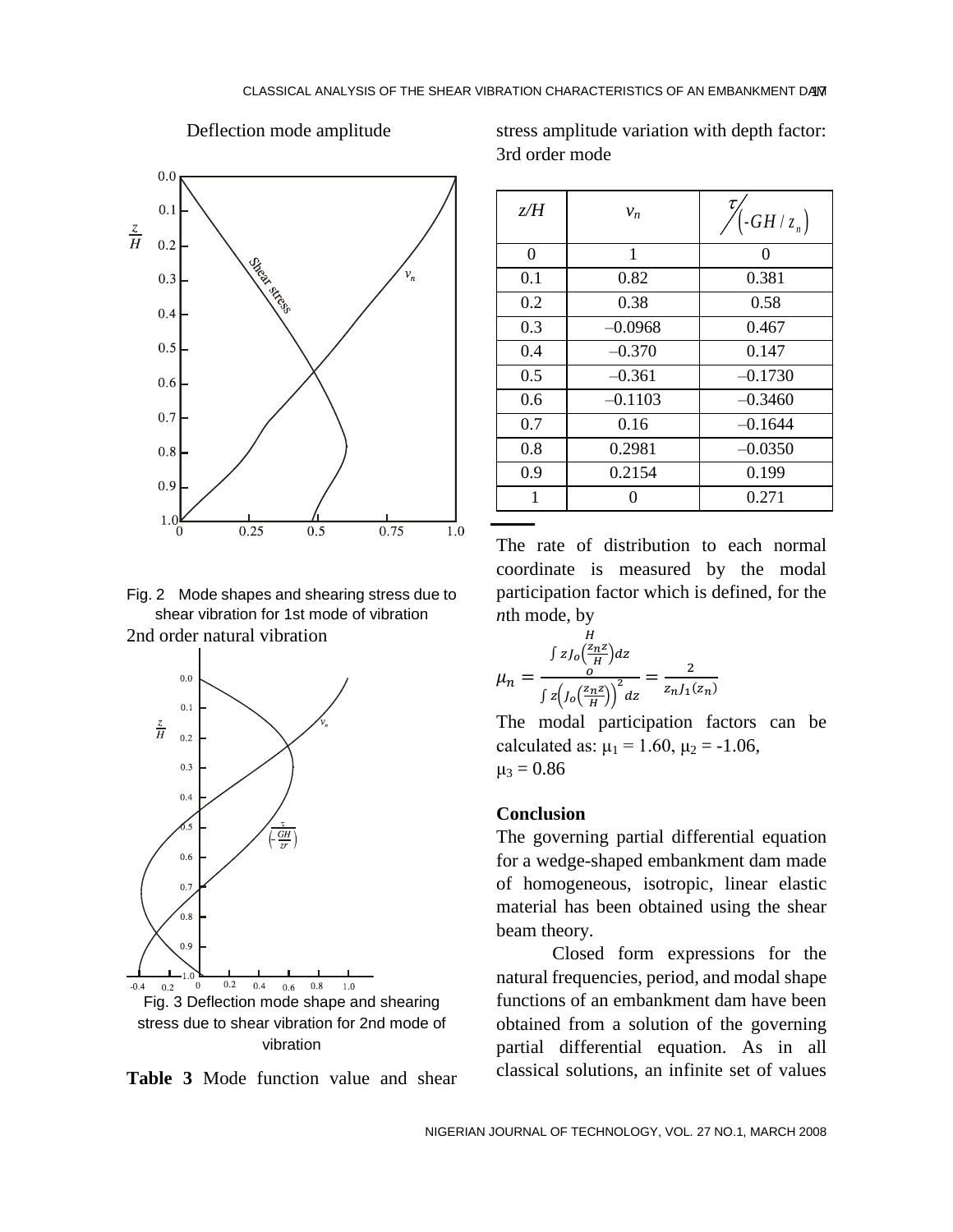Deflection mode amplitude

Fig. 2 Mode shapes and shearing stress due to shear vibration for 1st mode of vibration

2nd order natural vibration

Fig. 3 Deflection mode shape and shearing stress due to shear vibration for 2nd mode of vibration

**Table 3** Mode function value and shear stress amplitude variation with depth factor: 3rd order mode

| $z/H$ | $v_n$ | $\tau / (-GH/z_n)$ |
|---|---|---|
| 0 | 1 | 0 |
| 0.1 | 0.82 | 0.381 |
| 0.2 | 0.38 | 0.58 |
| 0.3 | –0.0968 | 0.467 |
| 0.4 | –0.370 | 0.147 |
| 0.5 | –0.361 | –0.1730 |
| 0.6 | –0.1103 | –0.3460 |
| 0.7 | 0.16 | –0.1644 |
| 0.8 | 0.2981 | –0.0350 |
| 0.9 | 0.2154 | 0.199 |
| 1 | 0 | 0.271 |

The rate of distribution to each normal coordinate is measured by the modal participation factor which is defined, for the *n*th mode, by

$$\mu_n = \frac{\int_o^H z J_o\left(\frac{z_n z}{H}\right) dz}{\int z\left(J_o\left(\frac{z_n z}{H}\right)\right)^2 dz} = \frac{2}{z_n J_1(z_n)}$$

The modal participation factors can be calculated as: $\mu_1 = 1.60$, $\mu_2 = -1.06$, $\mu_3 = 0.86$

## Conclusion

The governing partial differential equation for a wedge-shaped embankment dam made of homogeneous, isotropic, linear elastic material has been obtained using the shear beam theory.

Closed form expressions for the natural frequencies, period, and modal shape functions of an embankment dam have been obtained from a solution of the governing partial differential equation. As in all classical solutions, an infinite set of values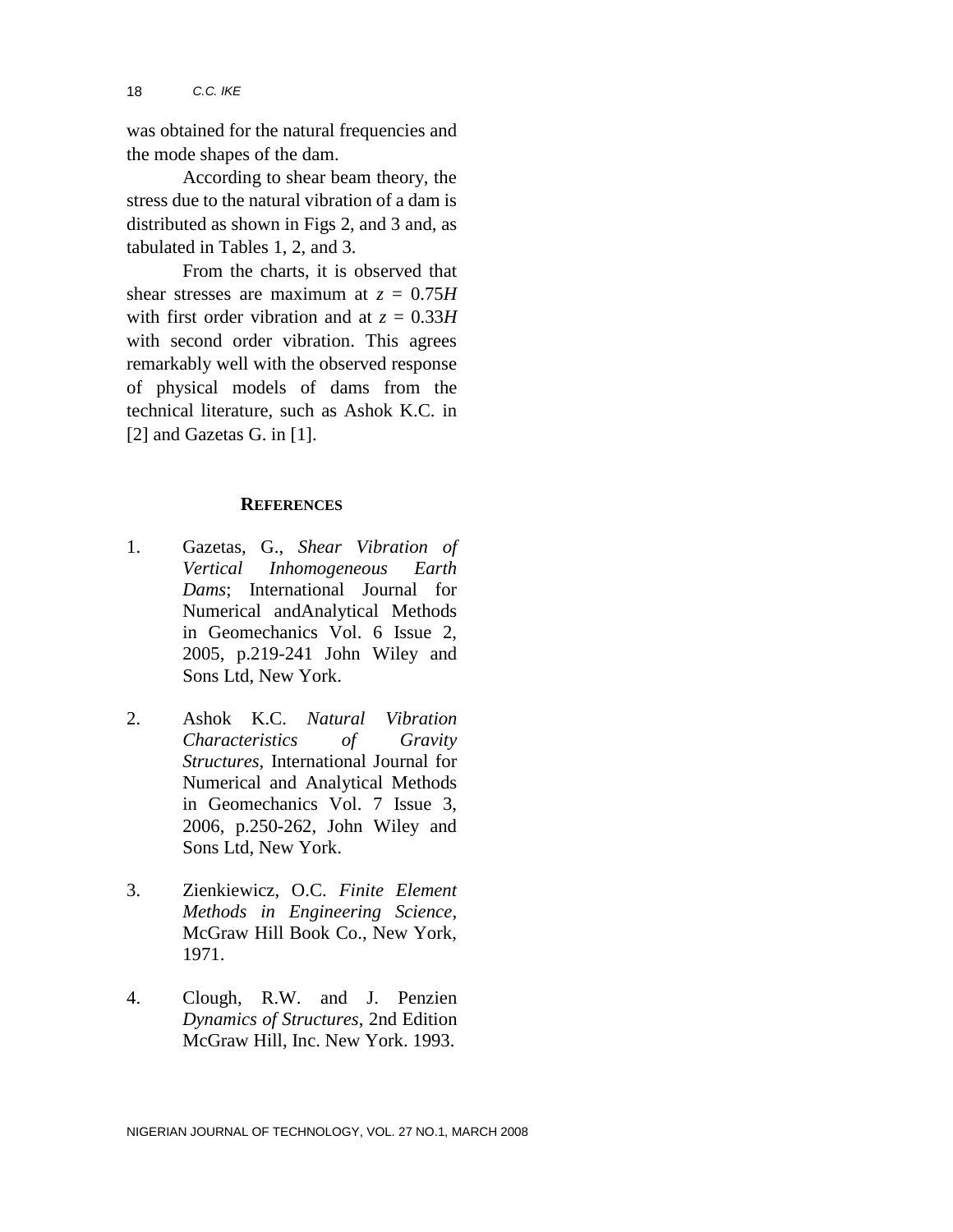was obtained for the natural frequencies and the mode shapes of the dam.

According to shear beam theory, the stress due to the natural vibration of a dam is distributed as shown in Figs 2, and 3 and, as tabulated in Tables 1, 2, and 3.

From the charts, it is observed that shear stresses are maximum at $z = 0.75H$ with first order vibration and at $z = 0.33H$ with second order vibration. This agrees remarkably well with the observed response of physical models of dams from the technical literature, such as Ashok K.C. in [2] and Gazetas G. in [1].

## REFERENCES

1. Gazetas, G., *Shear Vibration of Vertical Inhomogeneous Earth Dams*; International Journal for Numerical andAnalytical Methods in Geomechanics Vol. 6 Issue 2, 2005, p.219-241 John Wiley and Sons Ltd, New York.

2. Ashok K.C. *Natural Vibration Characteristics of Gravity Structures*, International Journal for Numerical and Analytical Methods in Geomechanics Vol. 7 Issue 3, 2006, p.250-262, John Wiley and Sons Ltd, New York.

3. Zienkiewicz, O.C. *Finite Element Methods in Engineering Science*, McGraw Hill Book Co., New York, 1971.

4. Clough, R.W. and J. Penzien *Dynamics of Structures*, 2nd Edition McGraw Hill, Inc. New York. 1993.